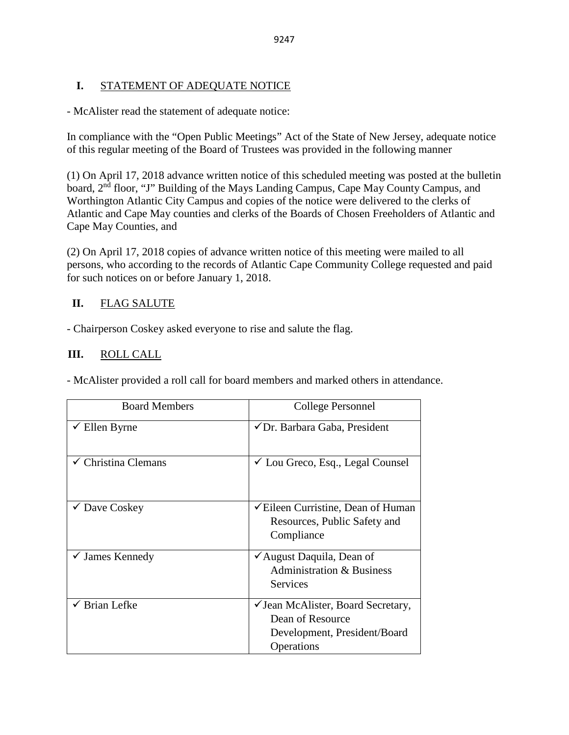## I. STATEMENT OF ADEQUATE NOTICE

- McAlister read the statement of adequate notice:

In compliance with the "Open Public Meetings" Act of the State of New Jersey, adequate notice of this regular meeting of the Board of Trustees was provided in the following manner

(1) On April 17, 2018 advance written notice of this scheduled meeting was posted at the bulletin board, 2nd floor, "J" Building of the Mays Landing Campus, Cape May County Campus, and Worthington Atlantic City Campus and copies of the notice were delivered to the clerks of Atlantic and Cape May counties and clerks of the Boards of Chosen Freeholders of Atlantic and Cape May Counties, and

(2) On April 17, 2018 copies of advance written notice of this meeting were mailed to all persons, who according to the records of Atlantic Cape Community College requested and paid for such notices on or before January 1, 2018.

## II. FLAG SALUTE

- Chairperson Coskey asked everyone to rise and salute the flag.

## III. ROLL CALL

- McAlister provided a roll call for board members and marked others in attendance.

| Board Members | College Personnel |
|---|---|
| ✓ Ellen Byrne | ✓ Dr. Barbara Gaba, President |
| ✓ Christina Clemans | ✓ Lou Greco, Esq., Legal Counsel |
| ✓ Dave Coskey | ✓ Eileen Curristine, Dean of Human Resources, Public Safety and Compliance |
| ✓ James Kennedy | ✓ August Daquila, Dean of Administration & Business Services |
| ✓ Brian Lefke | ✓ Jean McAlister, Board Secretary, Dean of Resource Development, President/Board Operations |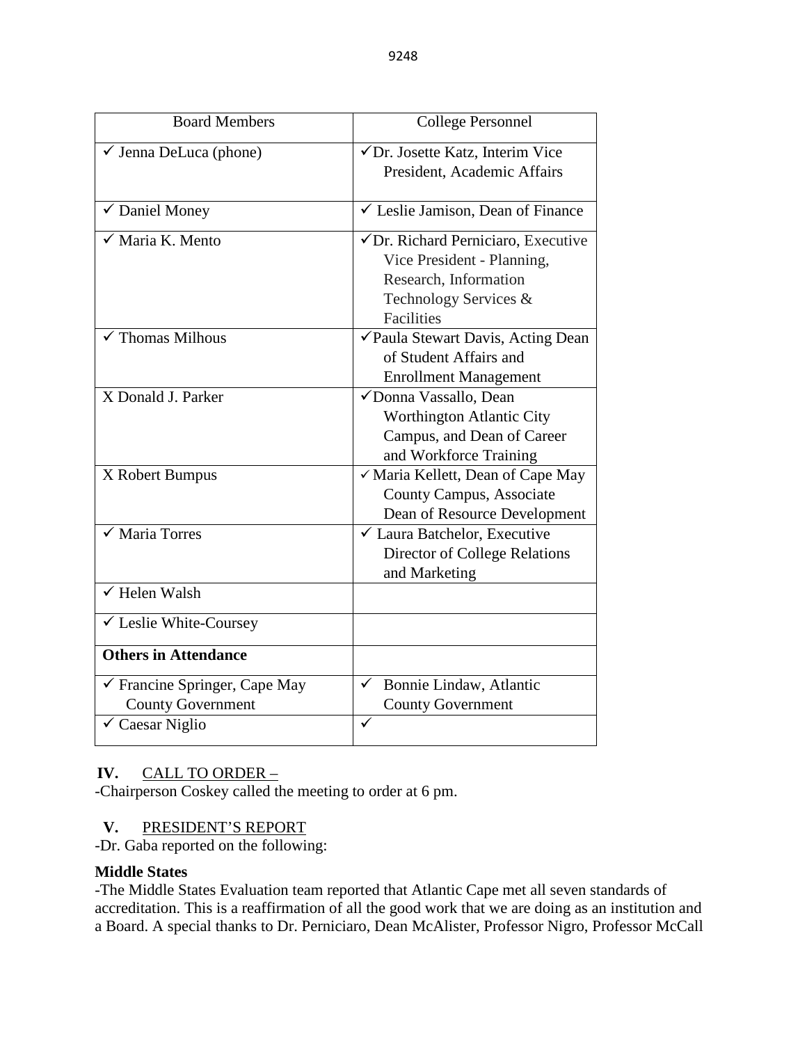| Board Members | College Personnel |
|---|---|
| ✓ Jenna DeLuca (phone) | ✓Dr. Josette Katz, Interim Vice President, Academic Affairs |
| ✓ Daniel Money | ✓ Leslie Jamison, Dean of Finance |
| ✓ Maria K. Mento | ✓Dr. Richard Perniciaro, Executive Vice President - Planning, Research, Information Technology Services & Facilities |
| ✓ Thomas Milhous | ✓Paula Stewart Davis, Acting Dean of Student Affairs and Enrollment Management |
| X Donald J. Parker | ✓Donna Vassallo, Dean Worthington Atlantic City Campus, and Dean of Career and Workforce Training |
| X Robert Bumpus | ✓ Maria Kellett, Dean of Cape May County Campus, Associate Dean of Resource Development |
| ✓ Maria Torres | ✓ Laura Batchelor, Executive Director of College Relations and Marketing |
| ✓ Helen Walsh | |
| ✓ Leslie White-Coursey | |
| **Others in Attendance** | |
| ✓ Francine Springer, Cape May County Government | ✓ Bonnie Lindaw, Atlantic County Government |
| ✓ Caesar Niglio | ✓ |

**IV.** CALL TO ORDER –

-Chairperson Coskey called the meeting to order at 6 pm.

**V.** PRESIDENT'S REPORT

-Dr. Gaba reported on the following:

**Middle States**

-The Middle States Evaluation team reported that Atlantic Cape met all seven standards of accreditation. This is a reaffirmation of all the good work that we are doing as an institution and a Board. A special thanks to Dr. Perniciaro, Dean McAlister, Professor Nigro, Professor McCall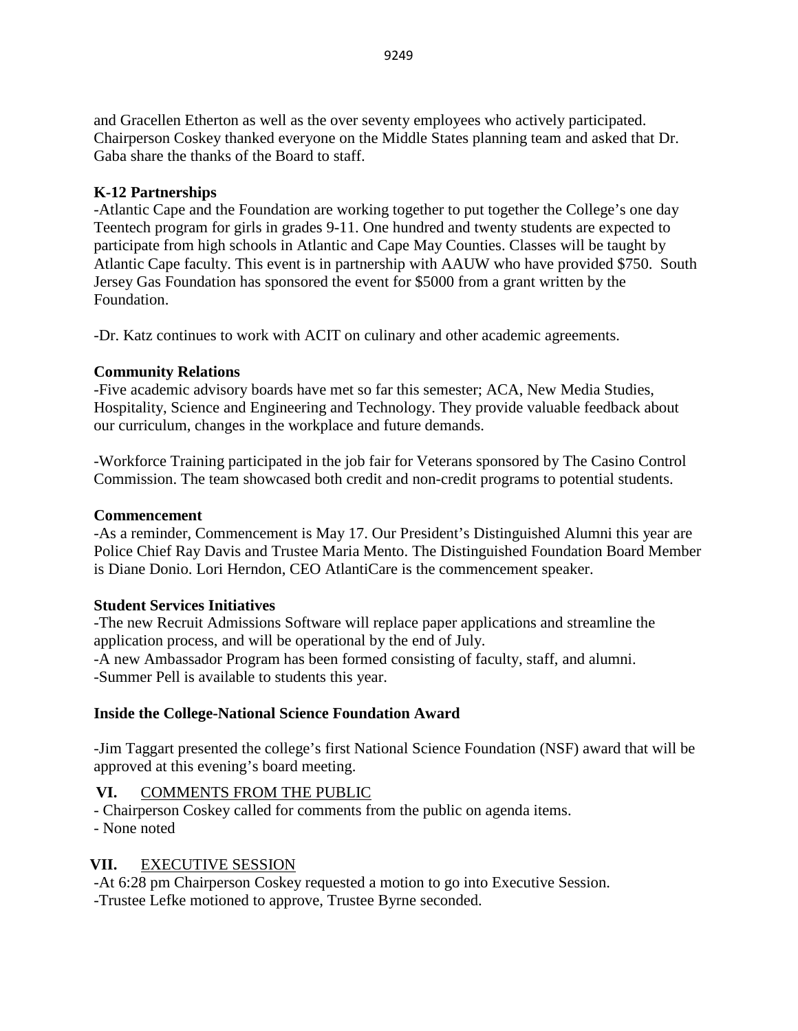and Gracellen Etherton as well as the over seventy employees who actively participated. Chairperson Coskey thanked everyone on the Middle States planning team and asked that Dr. Gaba share the thanks of the Board to staff.

**K-12 Partnerships**

-Atlantic Cape and the Foundation are working together to put together the College's one day Teentech program for girls in grades 9-11. One hundred and twenty students are expected to participate from high schools in Atlantic and Cape May Counties. Classes will be taught by Atlantic Cape faculty. This event is in partnership with AAUW who have provided $750. South Jersey Gas Foundation has sponsored the event for $5000 from a grant written by the Foundation.

-Dr. Katz continues to work with ACIT on culinary and other academic agreements.

**Community Relations**

-Five academic advisory boards have met so far this semester; ACA, New Media Studies, Hospitality, Science and Engineering and Technology. They provide valuable feedback about our curriculum, changes in the workplace and future demands.

-Workforce Training participated in the job fair for Veterans sponsored by The Casino Control Commission. The team showcased both credit and non-credit programs to potential students.

**Commencement**

-As a reminder, Commencement is May 17. Our President's Distinguished Alumni this year are Police Chief Ray Davis and Trustee Maria Mento. The Distinguished Foundation Board Member is Diane Donio. Lori Herndon, CEO AtlantiCare is the commencement speaker.

**Student Services Initiatives**

-The new Recruit Admissions Software will replace paper applications and streamline the application process, and will be operational by the end of July.
-A new Ambassador Program has been formed consisting of faculty, staff, and alumni.
-Summer Pell is available to students this year.

**Inside the College-National Science Foundation Award**

-Jim Taggart presented the college's first National Science Foundation (NSF) award that will be approved at this evening's board meeting.

**VI.** COMMENTS FROM THE PUBLIC

- Chairperson Coskey called for comments from the public on agenda items.
- None noted

**VII.** EXECUTIVE SESSION

-At 6:28 pm Chairperson Coskey requested a motion to go into Executive Session.
-Trustee Lefke motioned to approve, Trustee Byrne seconded.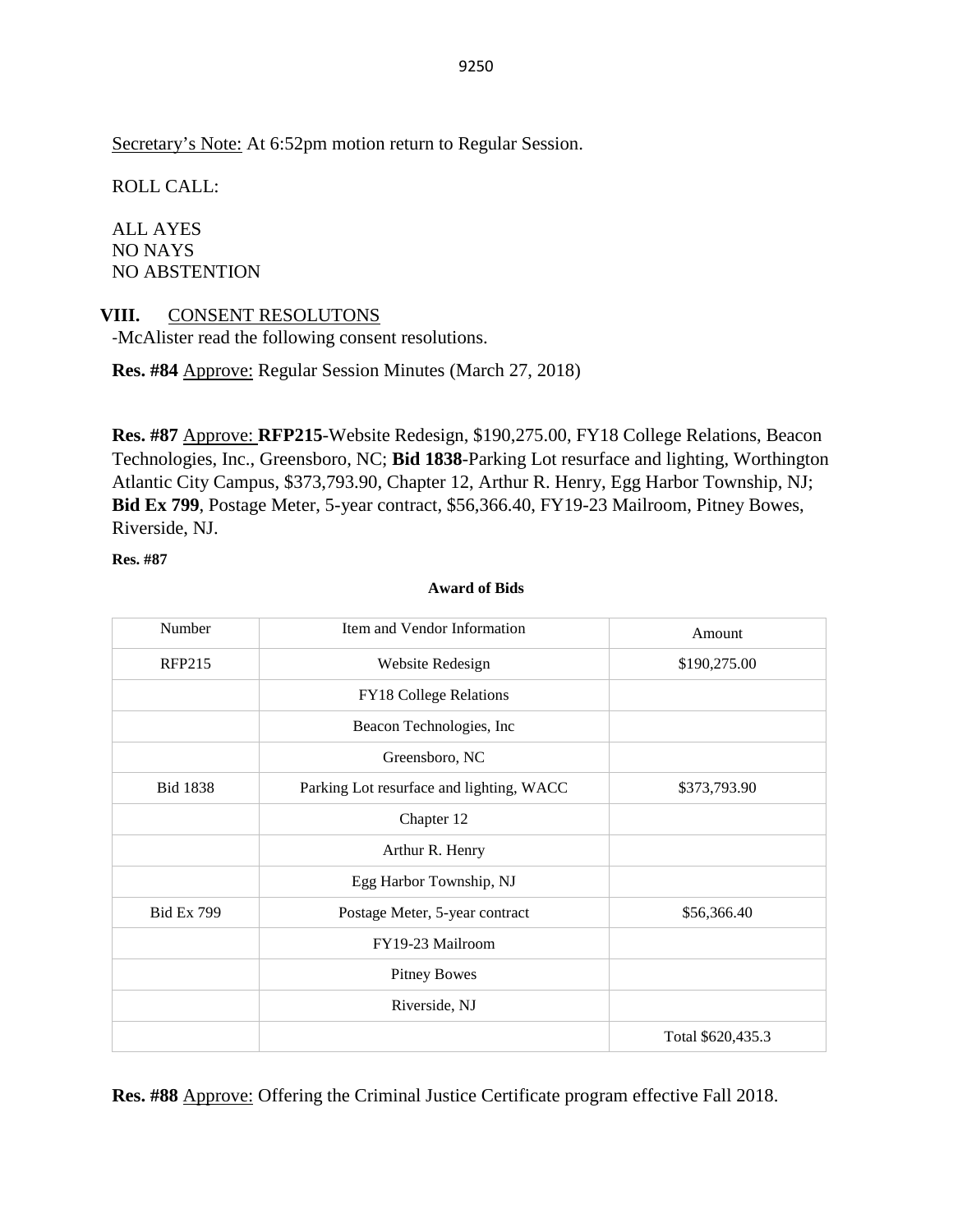Secretary's Note: At 6:52pm motion return to Regular Session.

ROLL CALL:

ALL AYES
NO NAYS
NO ABSTENTION

## VIII. CONSENT RESOLUTONS

-McAlister read the following consent resolutions.

**Res. #84** Approve: Regular Session Minutes (March 27, 2018)

**Res. #87** Approve: **RFP215**-Website Redesign, $190,275.00, FY18 College Relations, Beacon Technologies, Inc., Greensboro, NC; **Bid 1838**-Parking Lot resurface and lighting, Worthington Atlantic City Campus, $373,793.90, Chapter 12, Arthur R. Henry, Egg Harbor Township, NJ; **Bid Ex 799**, Postage Meter, 5-year contract, $56,366.40, FY19-23 Mailroom, Pitney Bowes, Riverside, NJ.

**Res. #87**

**Award of Bids**

| Number | Item and Vendor Information | Amount |
|---|---|---|
| RFP215 | Website Redesign | $190,275.00 |
| | FY18 College Relations | |
| | Beacon Technologies, Inc | |
| | Greensboro, NC | |
| Bid 1838 | Parking Lot resurface and lighting, WACC | $373,793.90 |
| | Chapter 12 | |
| | Arthur R. Henry | |
| | Egg Harbor Township, NJ | |
| Bid Ex 799 | Postage Meter, 5-year contract | $56,366.40 |
| | FY19-23 Mailroom | |
| | Pitney Bowes | |
| | Riverside, NJ | |
| | | Total $620,435.3 |

**Res. #88** Approve: Offering the Criminal Justice Certificate program effective Fall 2018.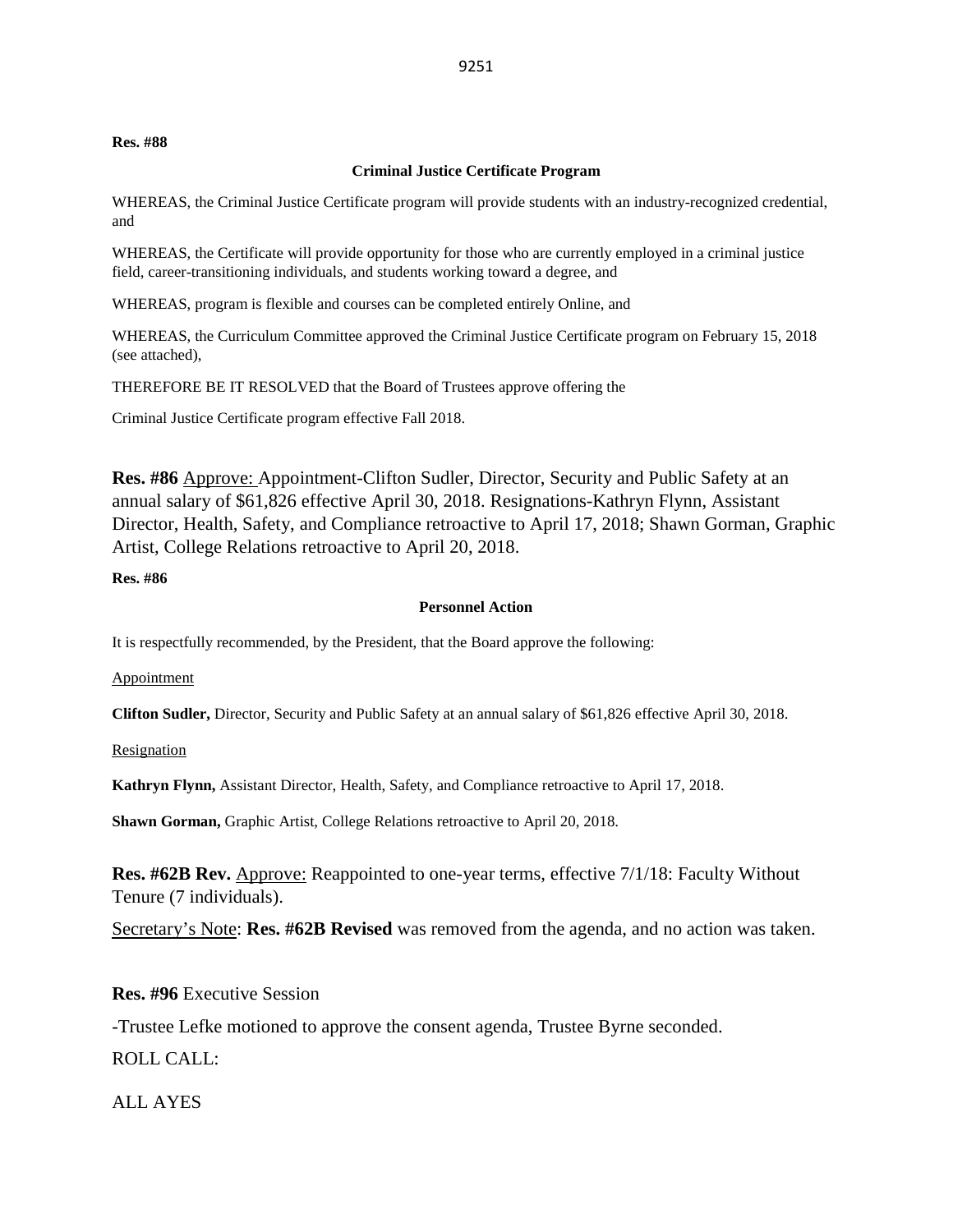**Res. #88**

**Criminal Justice Certificate Program**

WHEREAS, the Criminal Justice Certificate program will provide students with an industry-recognized credential, and

WHEREAS, the Certificate will provide opportunity for those who are currently employed in a criminal justice field, career-transitioning individuals, and students working toward a degree, and

WHEREAS, program is flexible and courses can be completed entirely Online, and

WHEREAS, the Curriculum Committee approved the Criminal Justice Certificate program on February 15, 2018 (see attached),

THEREFORE BE IT RESOLVED that the Board of Trustees approve offering the

Criminal Justice Certificate program effective Fall 2018.

**Res. #86** Approve: Appointment-Clifton Sudler, Director, Security and Public Safety at an annual salary of $61,826 effective April 30, 2018. Resignations-Kathryn Flynn, Assistant Director, Health, Safety, and Compliance retroactive to April 17, 2018; Shawn Gorman, Graphic Artist, College Relations retroactive to April 20, 2018.

**Res. #86**

**Personnel Action**

It is respectfully recommended, by the President, that the Board approve the following:

Appointment

**Clifton Sudler,** Director, Security and Public Safety at an annual salary of $61,826 effective April 30, 2018.

Resignation

**Kathryn Flynn,** Assistant Director, Health, Safety, and Compliance retroactive to April 17, 2018.

**Shawn Gorman,** Graphic Artist, College Relations retroactive to April 20, 2018.

**Res. #62B Rev.** Approve: Reappointed to one-year terms, effective 7/1/18: Faculty Without Tenure (7 individuals).

Secretary's Note: **Res. #62B Revised** was removed from the agenda, and no action was taken.

**Res. #96** Executive Session

-Trustee Lefke motioned to approve the consent agenda, Trustee Byrne seconded.

ROLL CALL:

ALL AYES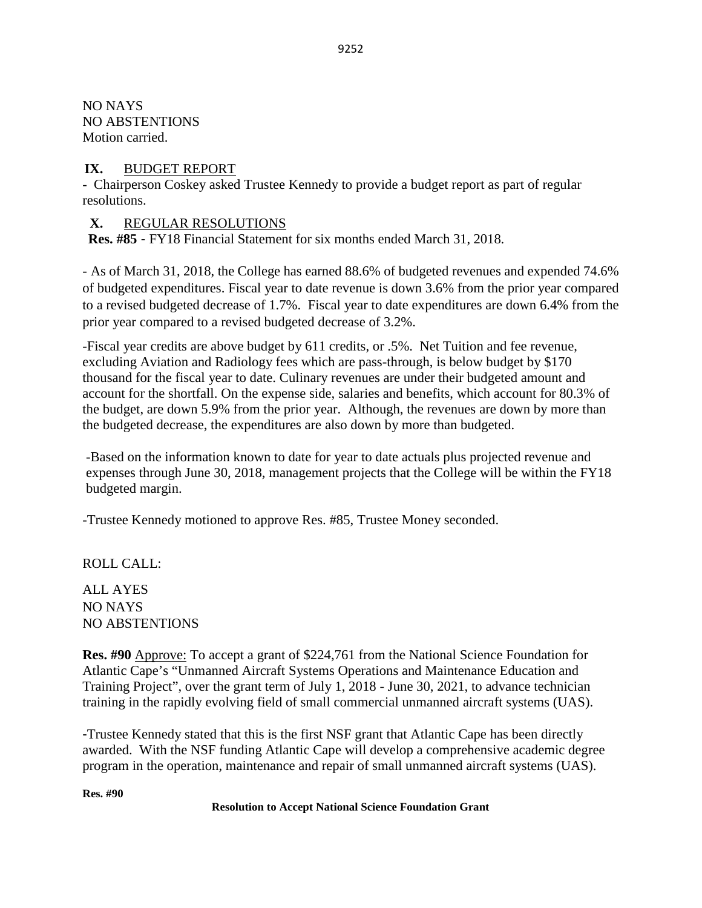NO NAYS
NO ABSTENTIONS
Motion carried.

## IX. BUDGET REPORT

- Chairperson Coskey asked Trustee Kennedy to provide a budget report as part of regular resolutions.

## X. REGULAR RESOLUTIONS

**Res. #85** - FY18 Financial Statement for six months ended March 31, 2018.

- As of March 31, 2018, the College has earned 88.6% of budgeted revenues and expended 74.6% of budgeted expenditures. Fiscal year to date revenue is down 3.6% from the prior year compared to a revised budgeted decrease of 1.7%. Fiscal year to date expenditures are down 6.4% from the prior year compared to a revised budgeted decrease of 3.2%.

-Fiscal year credits are above budget by 611 credits, or .5%. Net Tuition and fee revenue, excluding Aviation and Radiology fees which are pass-through, is below budget by $170 thousand for the fiscal year to date. Culinary revenues are under their budgeted amount and account for the shortfall. On the expense side, salaries and benefits, which account for 80.3% of the budget, are down 5.9% from the prior year. Although, the revenues are down by more than the budgeted decrease, the expenditures are also down by more than budgeted.

-Based on the information known to date for year to date actuals plus projected revenue and expenses through June 30, 2018, management projects that the College will be within the FY18 budgeted margin.

-Trustee Kennedy motioned to approve Res. #85, Trustee Money seconded.

ROLL CALL:

ALL AYES
NO NAYS
NO ABSTENTIONS

**Res. #90** Approve: To accept a grant of $224,761 from the National Science Foundation for Atlantic Cape's "Unmanned Aircraft Systems Operations and Maintenance Education and Training Project", over the grant term of July 1, 2018 - June 30, 2021, to advance technician training in the rapidly evolving field of small commercial unmanned aircraft systems (UAS).

-Trustee Kennedy stated that this is the first NSF grant that Atlantic Cape has been directly awarded. With the NSF funding Atlantic Cape will develop a comprehensive academic degree program in the operation, maintenance and repair of small unmanned aircraft systems (UAS).

**Res. #90**

**Resolution to Accept National Science Foundation Grant**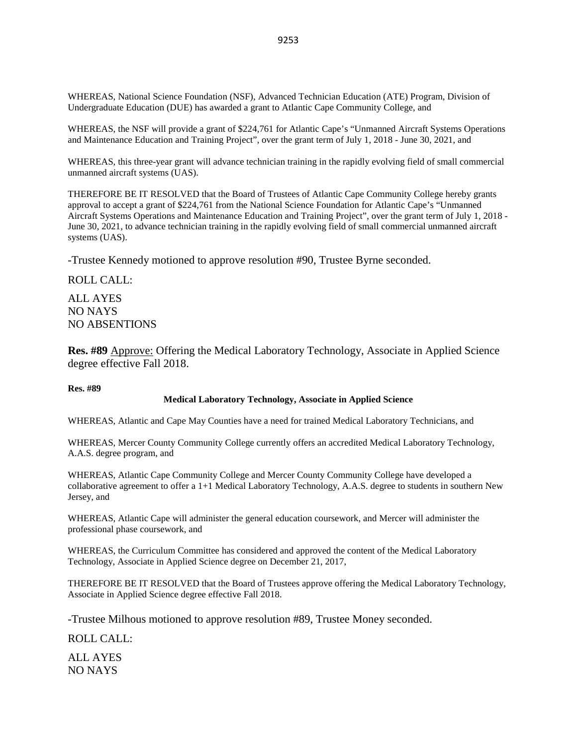WHEREAS, National Science Foundation (NSF), Advanced Technician Education (ATE) Program, Division of Undergraduate Education (DUE) has awarded a grant to Atlantic Cape Community College, and

WHEREAS, the NSF will provide a grant of $224,761 for Atlantic Cape's "Unmanned Aircraft Systems Operations and Maintenance Education and Training Project", over the grant term of July 1, 2018 - June 30, 2021, and

WHEREAS, this three-year grant will advance technician training in the rapidly evolving field of small commercial unmanned aircraft systems (UAS).

THEREFORE BE IT RESOLVED that the Board of Trustees of Atlantic Cape Community College hereby grants approval to accept a grant of $224,761 from the National Science Foundation for Atlantic Cape's "Unmanned Aircraft Systems Operations and Maintenance Education and Training Project", over the grant term of July 1, 2018 - June 30, 2021, to advance technician training in the rapidly evolving field of small commercial unmanned aircraft systems (UAS).

-Trustee Kennedy motioned to approve resolution #90, Trustee Byrne seconded.

ROLL CALL:

ALL AYES
NO NAYS
NO ABSENTIONS

**Res. #89** Approve: Offering the Medical Laboratory Technology, Associate in Applied Science degree effective Fall 2018.

**Res. #89**

**Medical Laboratory Technology, Associate in Applied Science**

WHEREAS, Atlantic and Cape May Counties have a need for trained Medical Laboratory Technicians, and

WHEREAS, Mercer County Community College currently offers an accredited Medical Laboratory Technology, A.A.S. degree program, and

WHEREAS, Atlantic Cape Community College and Mercer County Community College have developed a collaborative agreement to offer a 1+1 Medical Laboratory Technology, A.A.S. degree to students in southern New Jersey, and

WHEREAS, Atlantic Cape will administer the general education coursework, and Mercer will administer the professional phase coursework, and

WHEREAS, the Curriculum Committee has considered and approved the content of the Medical Laboratory Technology, Associate in Applied Science degree on December 21, 2017,

THEREFORE BE IT RESOLVED that the Board of Trustees approve offering the Medical Laboratory Technology, Associate in Applied Science degree effective Fall 2018.

-Trustee Milhous motioned to approve resolution #89, Trustee Money seconded.

ROLL CALL:

ALL AYES
NO NAYS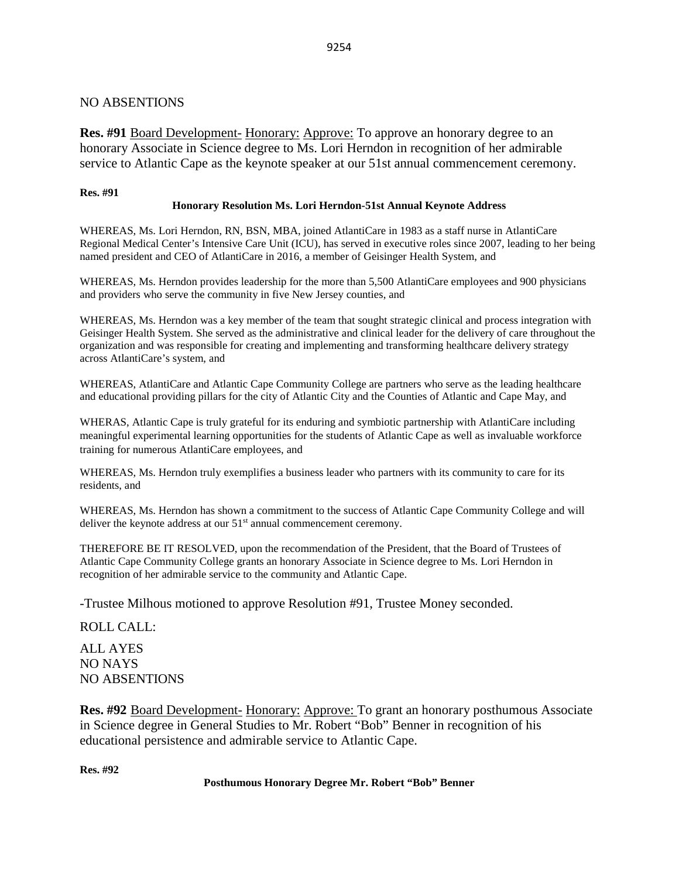NO ABSENTIONS

**Res. #91** Board Development- Honorary: Approve: To approve an honorary degree to an honorary Associate in Science degree to Ms. Lori Herndon in recognition of her admirable service to Atlantic Cape as the keynote speaker at our 51st annual commencement ceremony.

**Res. #91**

**Honorary Resolution Ms. Lori Herndon-51st Annual Keynote Address**

WHEREAS, Ms. Lori Herndon, RN, BSN, MBA, joined AtlantiCare in 1983 as a staff nurse in AtlantiCare Regional Medical Center's Intensive Care Unit (ICU), has served in executive roles since 2007, leading to her being named president and CEO of AtlantiCare in 2016, a member of Geisinger Health System, and

WHEREAS, Ms. Herndon provides leadership for the more than 5,500 AtlantiCare employees and 900 physicians and providers who serve the community in five New Jersey counties, and

WHEREAS, Ms. Herndon was a key member of the team that sought strategic clinical and process integration with Geisinger Health System. She served as the administrative and clinical leader for the delivery of care throughout the organization and was responsible for creating and implementing and transforming healthcare delivery strategy across AtlantiCare's system, and

WHEREAS, AtlantiCare and Atlantic Cape Community College are partners who serve as the leading healthcare and educational providing pillars for the city of Atlantic City and the Counties of Atlantic and Cape May, and

WHERAS, Atlantic Cape is truly grateful for its enduring and symbiotic partnership with AtlantiCare including meaningful experimental learning opportunities for the students of Atlantic Cape as well as invaluable workforce training for numerous AtlantiCare employees, and

WHEREAS, Ms. Herndon truly exemplifies a business leader who partners with its community to care for its residents, and

WHEREAS, Ms. Herndon has shown a commitment to the success of Atlantic Cape Community College and will deliver the keynote address at our 51st annual commencement ceremony.

THEREFORE BE IT RESOLVED, upon the recommendation of the President, that the Board of Trustees of Atlantic Cape Community College grants an honorary Associate in Science degree to Ms. Lori Herndon in recognition of her admirable service to the community and Atlantic Cape.

-Trustee Milhous motioned to approve Resolution #91, Trustee Money seconded.

ROLL CALL:

ALL AYES
NO NAYS
NO ABSENTIONS

**Res. #92** Board Development- Honorary: Approve: To grant an honorary posthumous Associate in Science degree in General Studies to Mr. Robert "Bob" Benner in recognition of his educational persistence and admirable service to Atlantic Cape.

**Res. #92**

**Posthumous Honorary Degree Mr. Robert "Bob" Benner**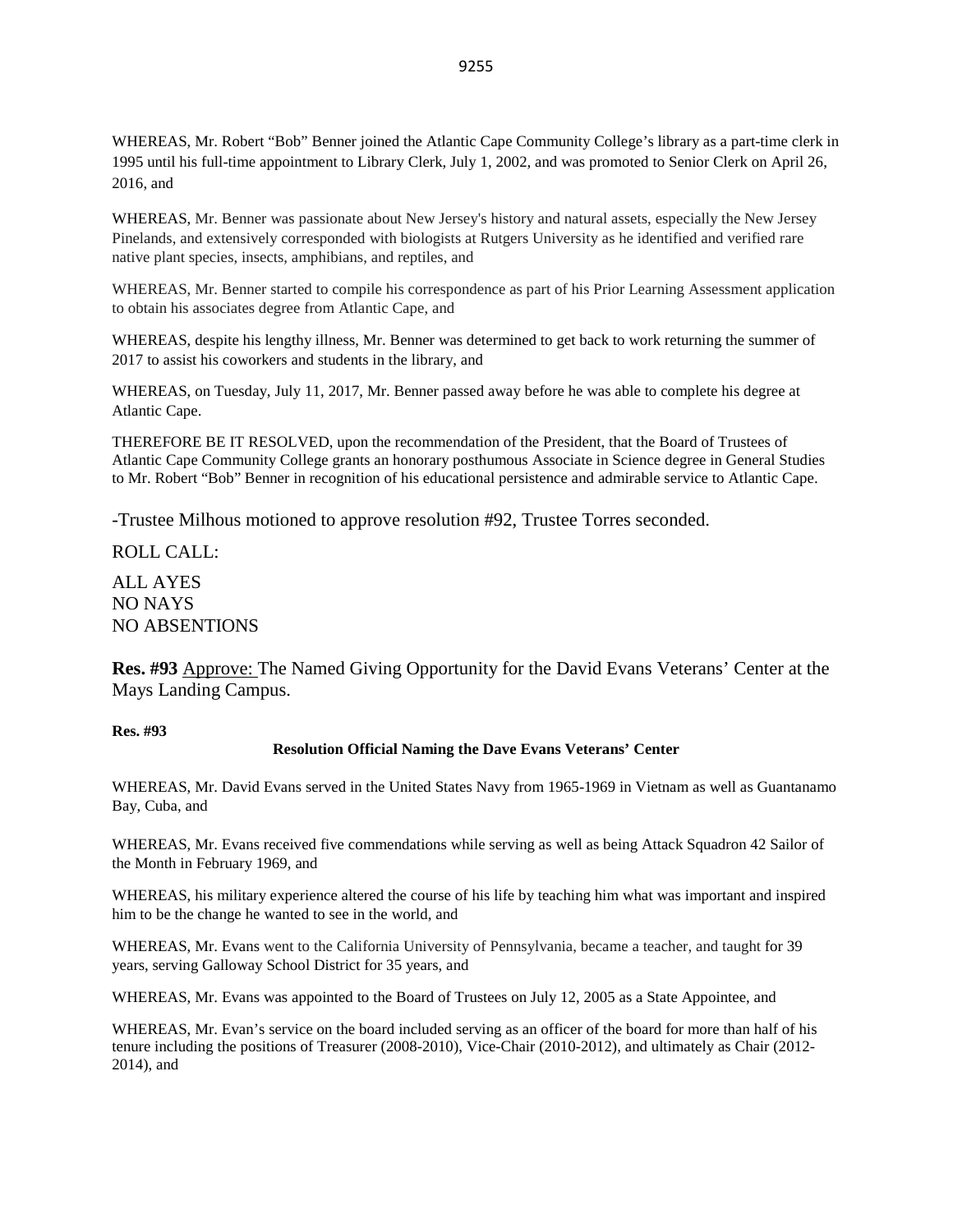WHEREAS, Mr. Robert "Bob" Benner joined the Atlantic Cape Community College's library as a part-time clerk in 1995 until his full-time appointment to Library Clerk, July 1, 2002, and was promoted to Senior Clerk on April 26, 2016, and

WHEREAS, Mr. Benner was passionate about New Jersey's history and natural assets, especially the New Jersey Pinelands, and extensively corresponded with biologists at Rutgers University as he identified and verified rare native plant species, insects, amphibians, and reptiles, and

WHEREAS, Mr. Benner started to compile his correspondence as part of his Prior Learning Assessment application to obtain his associates degree from Atlantic Cape, and

WHEREAS, despite his lengthy illness, Mr. Benner was determined to get back to work returning the summer of 2017 to assist his coworkers and students in the library, and

WHEREAS, on Tuesday, July 11, 2017, Mr. Benner passed away before he was able to complete his degree at Atlantic Cape.

THEREFORE BE IT RESOLVED, upon the recommendation of the President, that the Board of Trustees of Atlantic Cape Community College grants an honorary posthumous Associate in Science degree in General Studies to Mr. Robert "Bob" Benner in recognition of his educational persistence and admirable service to Atlantic Cape.

-Trustee Milhous motioned to approve resolution #92, Trustee Torres seconded.

ROLL CALL:

ALL AYES
NO NAYS
NO ABSENTIONS

**Res. #93** Approve: The Named Giving Opportunity for the David Evans Veterans' Center at the Mays Landing Campus.

**Res. #93**

**Resolution Official Naming the Dave Evans Veterans' Center**

WHEREAS, Mr. David Evans served in the United States Navy from 1965-1969 in Vietnam as well as Guantanamo Bay, Cuba, and

WHEREAS, Mr. Evans received five commendations while serving as well as being Attack Squadron 42 Sailor of the Month in February 1969, and

WHEREAS, his military experience altered the course of his life by teaching him what was important and inspired him to be the change he wanted to see in the world, and

WHEREAS, Mr. Evans went to the California University of Pennsylvania, became a teacher, and taught for 39 years, serving Galloway School District for 35 years, and

WHEREAS, Mr. Evans was appointed to the Board of Trustees on July 12, 2005 as a State Appointee, and

WHEREAS, Mr. Evan's service on the board included serving as an officer of the board for more than half of his tenure including the positions of Treasurer (2008-2010), Vice-Chair (2010-2012), and ultimately as Chair (2012-2014), and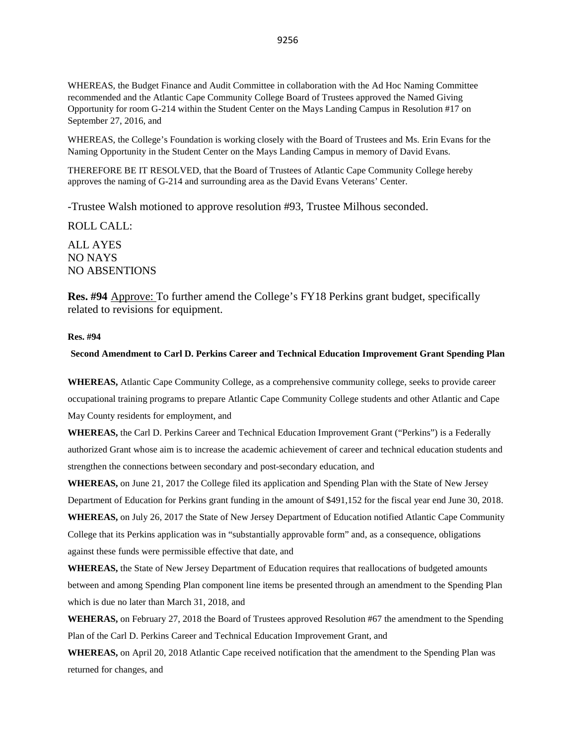WHEREAS, the Budget Finance and Audit Committee in collaboration with the Ad Hoc Naming Committee recommended and the Atlantic Cape Community College Board of Trustees approved the Named Giving Opportunity for room G-214 within the Student Center on the Mays Landing Campus in Resolution #17 on September 27, 2016, and

WHEREAS, the College's Foundation is working closely with the Board of Trustees and Ms. Erin Evans for the Naming Opportunity in the Student Center on the Mays Landing Campus in memory of David Evans.

THEREFORE BE IT RESOLVED, that the Board of Trustees of Atlantic Cape Community College hereby approves the naming of G-214 and surrounding area as the David Evans Veterans' Center.

-Trustee Walsh motioned to approve resolution #93, Trustee Milhous seconded.

ROLL CALL:

ALL AYES
NO NAYS
NO ABSENTIONS

**Res. #94** Approve: To further amend the College's FY18 Perkins grant budget, specifically related to revisions for equipment.

**Res. #94**

**Second Amendment to Carl D. Perkins Career and Technical Education Improvement Grant Spending Plan**

**WHEREAS,** Atlantic Cape Community College, as a comprehensive community college, seeks to provide career occupational training programs to prepare Atlantic Cape Community College students and other Atlantic and Cape May County residents for employment, and

**WHEREAS,** the Carl D. Perkins Career and Technical Education Improvement Grant ("Perkins") is a Federally authorized Grant whose aim is to increase the academic achievement of career and technical education students and strengthen the connections between secondary and post-secondary education, and

**WHEREAS,** on June 21, 2017 the College filed its application and Spending Plan with the State of New Jersey Department of Education for Perkins grant funding in the amount of $491,152 for the fiscal year end June 30, 2018.

**WHEREAS,** on July 26, 2017 the State of New Jersey Department of Education notified Atlantic Cape Community College that its Perkins application was in "substantially approvable form" and, as a consequence, obligations against these funds were permissible effective that date, and

**WHEREAS,** the State of New Jersey Department of Education requires that reallocations of budgeted amounts between and among Spending Plan component line items be presented through an amendment to the Spending Plan which is due no later than March 31, 2018, and

**WEHERAS,** on February 27, 2018 the Board of Trustees approved Resolution #67 the amendment to the Spending Plan of the Carl D. Perkins Career and Technical Education Improvement Grant, and

**WHEREAS,** on April 20, 2018 Atlantic Cape received notification that the amendment to the Spending Plan was returned for changes, and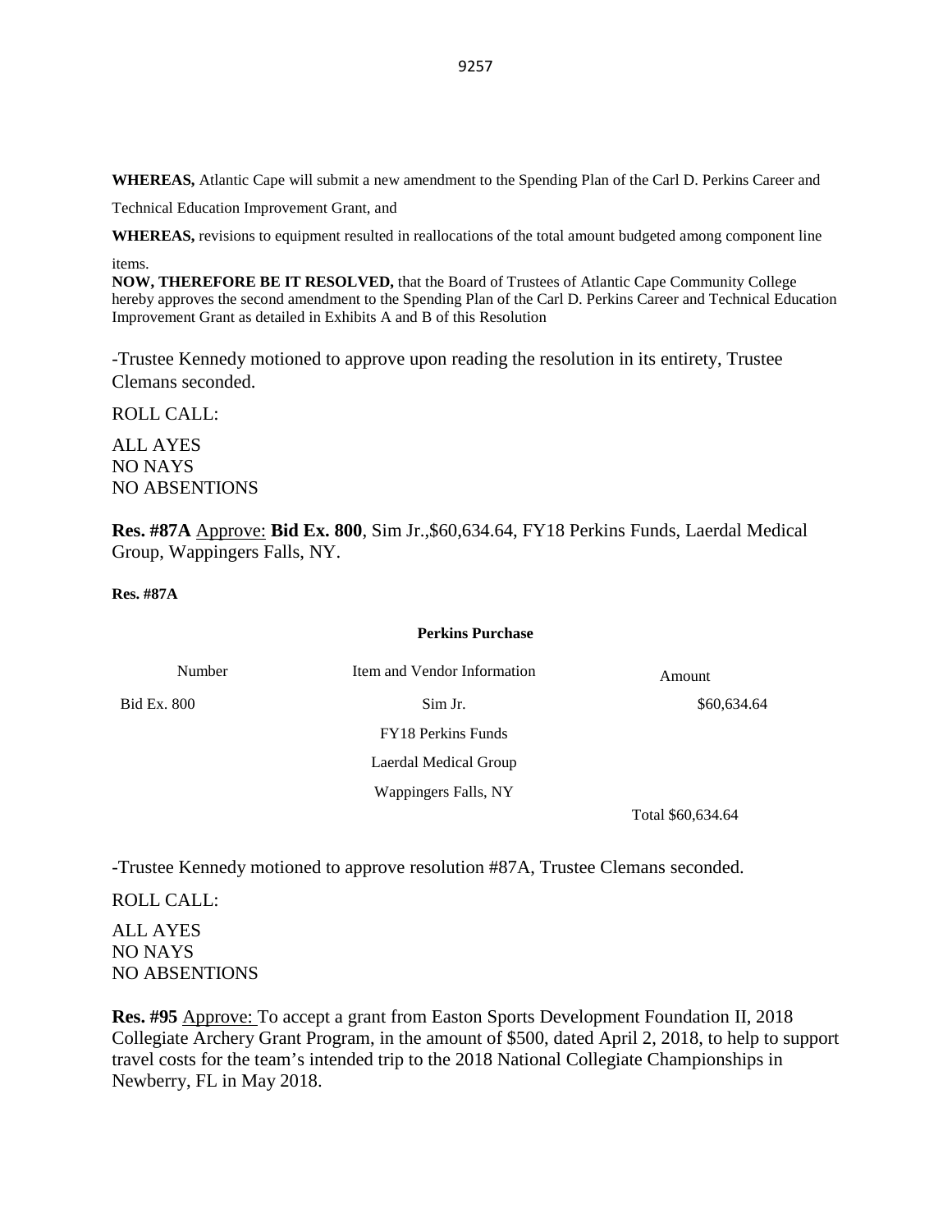**WHEREAS,** Atlantic Cape will submit a new amendment to the Spending Plan of the Carl D. Perkins Career and Technical Education Improvement Grant, and

**WHEREAS,** revisions to equipment resulted in reallocations of the total amount budgeted among component line items.

**NOW, THEREFORE BE IT RESOLVED,** that the Board of Trustees of Atlantic Cape Community College hereby approves the second amendment to the Spending Plan of the Carl D. Perkins Career and Technical Education Improvement Grant as detailed in Exhibits A and B of this Resolution

-Trustee Kennedy motioned to approve upon reading the resolution in its entirety, Trustee Clemans seconded.

ROLL CALL:

ALL AYES
NO NAYS
NO ABSENTIONS

**Res. #87A** Approve: **Bid Ex. 800**, Sim Jr.,$60,634.64, FY18 Perkins Funds, Laerdal Medical Group, Wappingers Falls, NY.

**Res. #87A**

**Perkins Purchase**

| Number | Item and Vendor Information | Amount |
|---|---|---|
| Bid Ex. 800 | Sim Jr. | $60,634.64 |
| | FY18 Perkins Funds | |
| | Laerdal Medical Group | |
| | Wappingers Falls, NY | |
| | | Total $60,634.64 |

-Trustee Kennedy motioned to approve resolution #87A, Trustee Clemans seconded.

ROLL CALL:

ALL AYES
NO NAYS
NO ABSENTIONS

**Res. #95** Approve: To accept a grant from Easton Sports Development Foundation II, 2018 Collegiate Archery Grant Program, in the amount of $500, dated April 2, 2018, to help to support travel costs for the team's intended trip to the 2018 National Collegiate Championships in Newberry, FL in May 2018.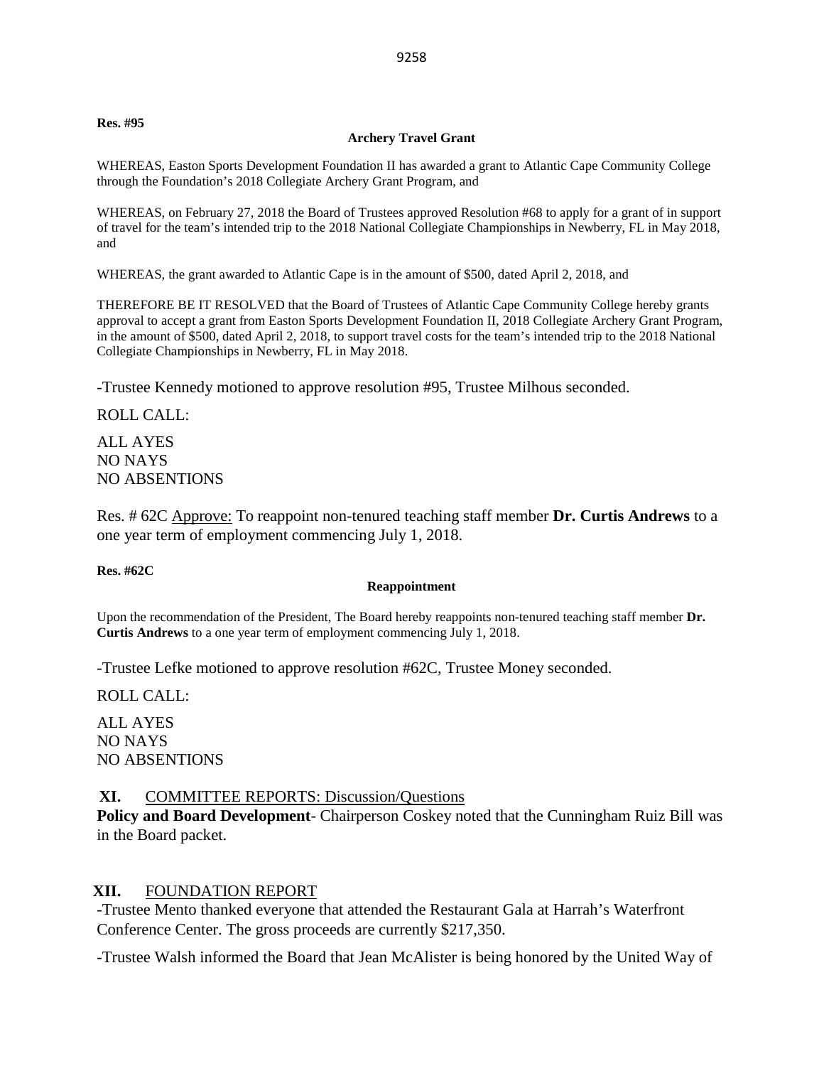**Res. #95**

**Archery Travel Grant**

WHEREAS, Easton Sports Development Foundation II has awarded a grant to Atlantic Cape Community College through the Foundation's 2018 Collegiate Archery Grant Program, and

WHEREAS, on February 27, 2018 the Board of Trustees approved Resolution #68 to apply for a grant of in support of travel for the team's intended trip to the 2018 National Collegiate Championships in Newberry, FL in May 2018, and

WHEREAS, the grant awarded to Atlantic Cape is in the amount of $500, dated April 2, 2018, and

THEREFORE BE IT RESOLVED that the Board of Trustees of Atlantic Cape Community College hereby grants approval to accept a grant from Easton Sports Development Foundation II, 2018 Collegiate Archery Grant Program, in the amount of $500, dated April 2, 2018, to support travel costs for the team's intended trip to the 2018 National Collegiate Championships in Newberry, FL in May 2018.

-Trustee Kennedy motioned to approve resolution #95, Trustee Milhous seconded.

ROLL CALL:

ALL AYES
NO NAYS
NO ABSENTIONS

Res. # 62C Approve: To reappoint non-tenured teaching staff member **Dr. Curtis Andrews** to a one year term of employment commencing July 1, 2018.

**Res. #62C**

**Reappointment**

Upon the recommendation of the President, The Board hereby reappoints non-tenured teaching staff member **Dr. Curtis Andrews** to a one year term of employment commencing July 1, 2018.

-Trustee Lefke motioned to approve resolution #62C, Trustee Money seconded.

ROLL CALL:

ALL AYES
NO NAYS
NO ABSENTIONS

## XI. COMMITTEE REPORTS: Discussion/Questions

**Policy and Board Development**- Chairperson Coskey noted that the Cunningham Ruiz Bill was in the Board packet.

## XII. FOUNDATION REPORT

-Trustee Mento thanked everyone that attended the Restaurant Gala at Harrah's Waterfront Conference Center. The gross proceeds are currently $217,350.

-Trustee Walsh informed the Board that Jean McAlister is being honored by the United Way of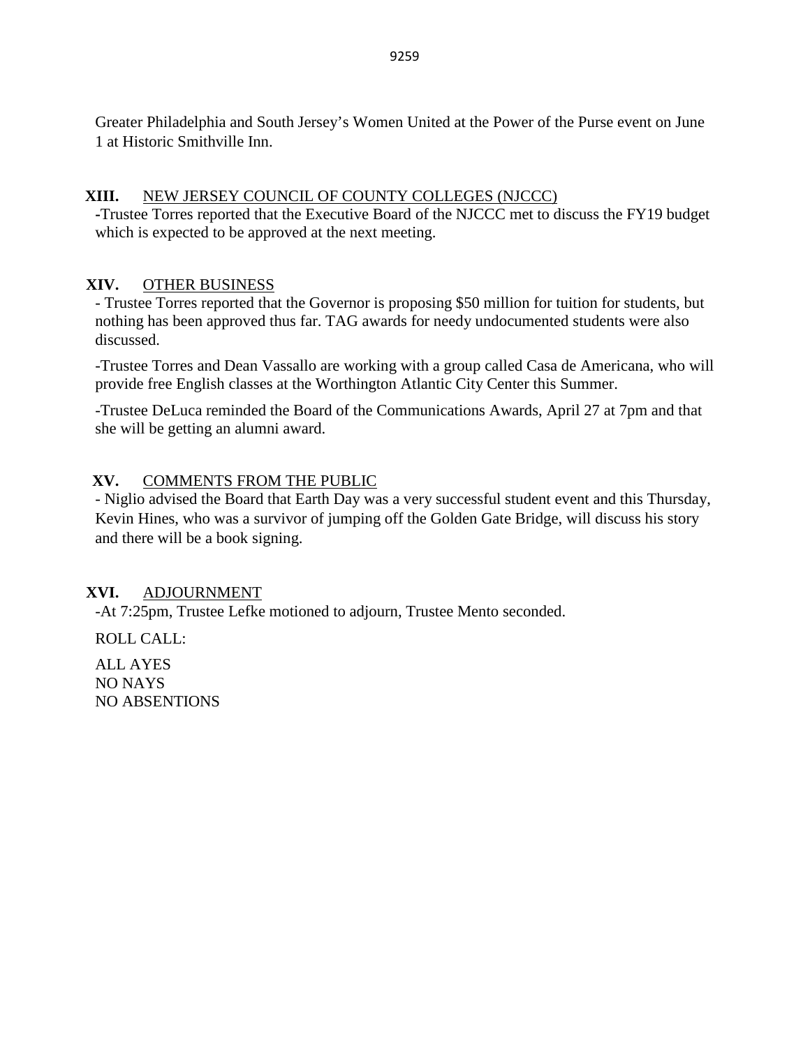Greater Philadelphia and South Jersey's Women United at the Power of the Purse event on June 1 at Historic Smithville Inn.

## XIII. NEW JERSEY COUNCIL OF COUNTY COLLEGES (NJCCC)

-Trustee Torres reported that the Executive Board of the NJCCC met to discuss the FY19 budget which is expected to be approved at the next meeting.

## XIV. OTHER BUSINESS

- Trustee Torres reported that the Governor is proposing $50 million for tuition for students, but nothing has been approved thus far. TAG awards for needy undocumented students were also discussed.

-Trustee Torres and Dean Vassallo are working with a group called Casa de Americana, who will provide free English classes at the Worthington Atlantic City Center this Summer.

-Trustee DeLuca reminded the Board of the Communications Awards, April 27 at 7pm and that she will be getting an alumni award.

## XV. COMMENTS FROM THE PUBLIC

- Niglio advised the Board that Earth Day was a very successful student event and this Thursday, Kevin Hines, who was a survivor of jumping off the Golden Gate Bridge, will discuss his story and there will be a book signing.

## XVI. ADJOURNMENT

-At 7:25pm, Trustee Lefke motioned to adjourn, Trustee Mento seconded.

ROLL CALL:

ALL AYES
NO NAYS
NO ABSENTIONS